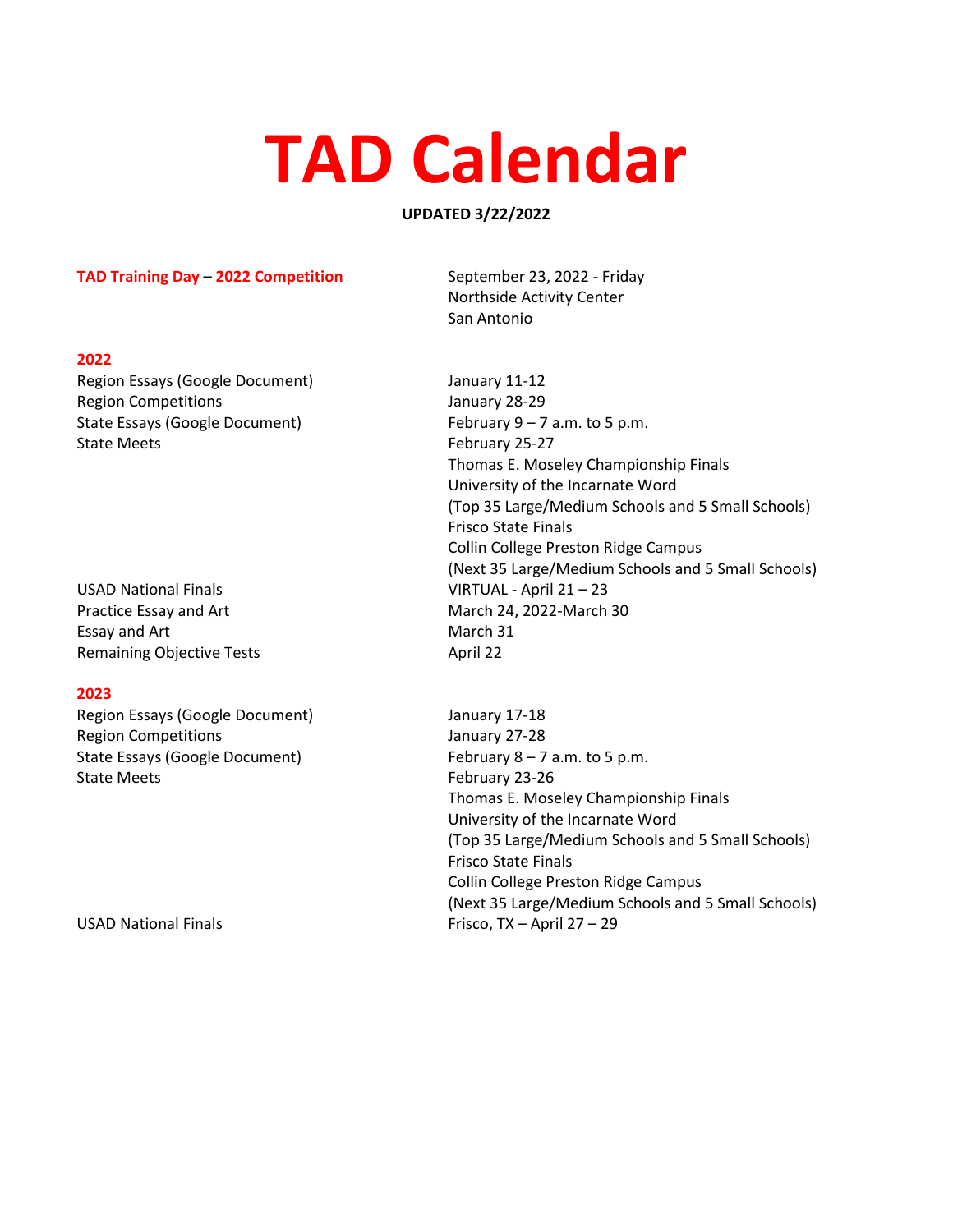# TAD Calendar

**UPDATED 3/22/2022**

| | |
|---|---|
| **TAD Training Day – 2022 Competition** | September 23, 2022 - Friday<br>Northside Activity Center<br>San Antonio |

### 2022

| | |
|---|---|
| Region Essays (Google Document) | January 11-12 |
| Region Competitions | January 28-29 |
| State Essays (Google Document) | February 9 – 7 a.m. to 5 p.m. |
| State Meets | February 25-27<br>Thomas E. Moseley Championship Finals<br>University of the Incarnate Word<br>(Top 35 Large/Medium Schools and 5 Small Schools)<br>Frisco State Finals<br>Collin College Preston Ridge Campus<br>(Next 35 Large/Medium Schools and 5 Small Schools) |
| USAD National Finals | VIRTUAL - April 21 – 23 |
| Practice Essay and Art | March 24, 2022-March 30 |
| Essay and Art | March 31 |
| Remaining Objective Tests | April 22 |

### 2023

| | |
|---|---|
| Region Essays (Google Document) | January 17-18 |
| Region Competitions | January 27-28 |
| State Essays (Google Document) | February 8 – 7 a.m. to 5 p.m. |
| State Meets | February 23-26<br>Thomas E. Moseley Championship Finals<br>University of the Incarnate Word<br>(Top 35 Large/Medium Schools and 5 Small Schools)<br>Frisco State Finals<br>Collin College Preston Ridge Campus<br>(Next 35 Large/Medium Schools and 5 Small Schools) |
| USAD National Finals | Frisco, TX – April 27 – 29 |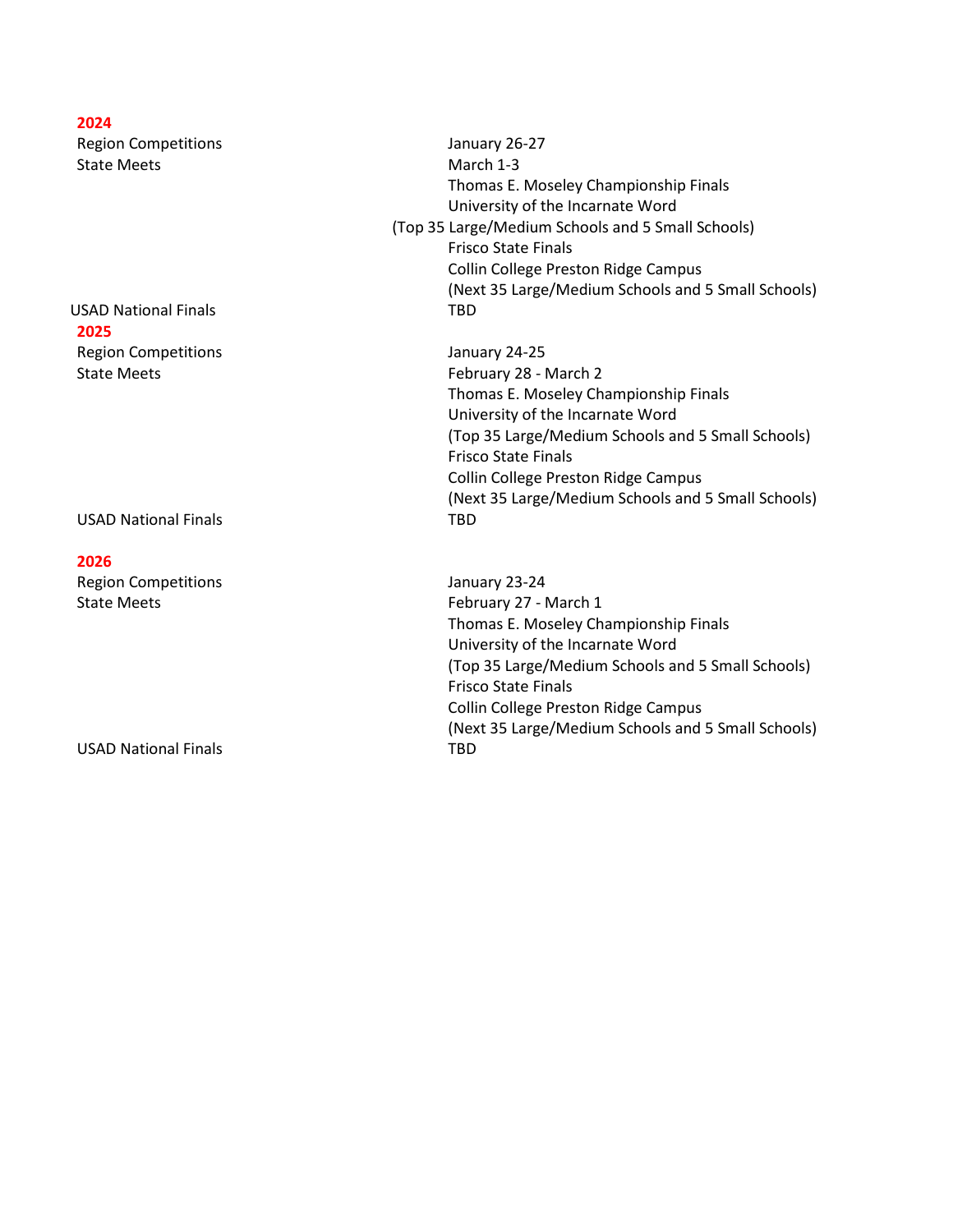**2024**

| | |
|---|---|
| Region Competitions | January 26-27 |
| State Meets | March 1-3 |
| | Thomas E. Moseley Championship Finals |
| | University of the Incarnate Word |
| | (Top 35 Large/Medium Schools and 5 Small Schools) |
| | Frisco State Finals |
| | Collin College Preston Ridge Campus |
| | (Next 35 Large/Medium Schools and 5 Small Schools) |
| USAD National Finals | TBD |

**2025**

| | |
|---|---|
| Region Competitions | January 24-25 |
| State Meets | February 28 - March 2 |
| | Thomas E. Moseley Championship Finals |
| | University of the Incarnate Word |
| | (Top 35 Large/Medium Schools and 5 Small Schools) |
| | Frisco State Finals |
| | Collin College Preston Ridge Campus |
| | (Next 35 Large/Medium Schools and 5 Small Schools) |
| USAD National Finals | TBD |

**2026**

| | |
|---|---|
| Region Competitions | January 23-24 |
| State Meets | February 27 - March 1 |
| | Thomas E. Moseley Championship Finals |
| | University of the Incarnate Word |
| | (Top 35 Large/Medium Schools and 5 Small Schools) |
| | Frisco State Finals |
| | Collin College Preston Ridge Campus |
| | (Next 35 Large/Medium Schools and 5 Small Schools) |
| USAD National Finals | TBD |